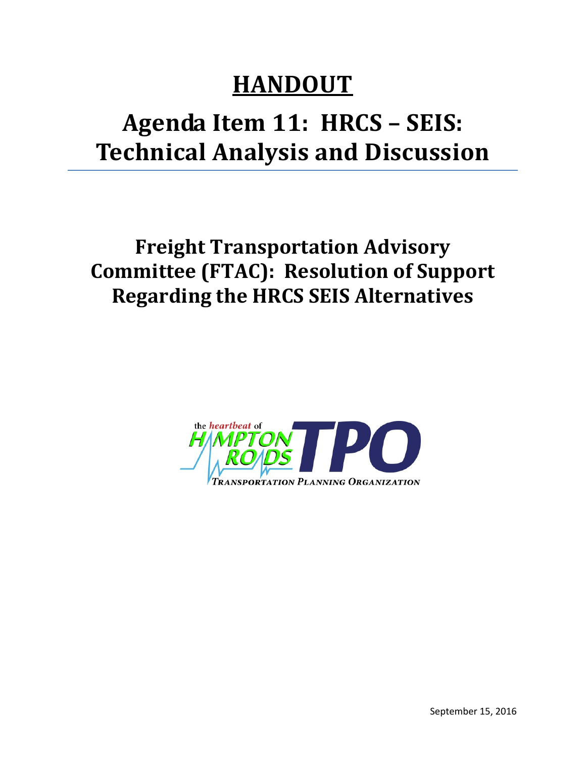# HANDOUT

# Agenda Item 11: HRCS – SEIS: Technical Analysis and Discussion

## Freight Transportation Advisory Committee (FTAC): Resolution of Support Regarding the HRCS SEIS Alternatives

the *heartbeat* of HAMPTON ROADS TPO
TRANSPORTATION PLANNING ORGANIZATION

September 15, 2016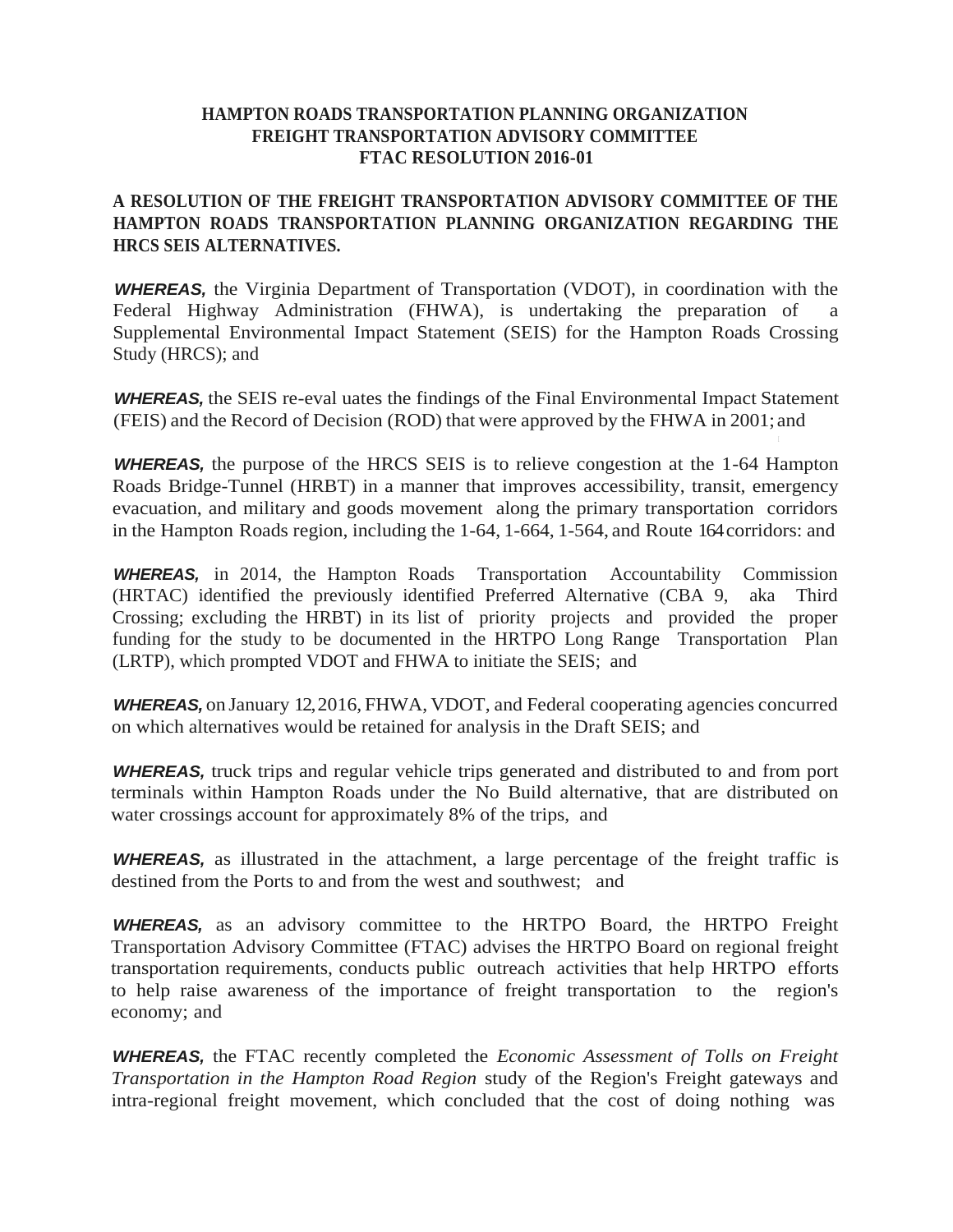**HAMPTON ROADS TRANSPORTATION PLANNING ORGANIZATION**
**FREIGHT TRANSPORTATION ADVISORY COMMITTEE**
**FTAC RESOLUTION 2016-01**

**A RESOLUTION OF THE FREIGHT TRANSPORTATION ADVISORY COMMITTEE OF THE HAMPTON ROADS TRANSPORTATION PLANNING ORGANIZATION REGARDING THE HRCS SEIS ALTERNATIVES.**

***WHEREAS,*** the Virginia Department of Transportation (VDOT), in coordination with the Federal Highway Administration (FHWA), is undertaking the preparation of a Supplemental Environmental Impact Statement (SEIS) for the Hampton Roads Crossing Study (HRCS); and

***WHEREAS,*** the SEIS re-eval uates the findings of the Final Environmental Impact Statement (FEIS) and the Record of Decision (ROD) that were approved by the FHWA in 2001; and

***WHEREAS,*** the purpose of the HRCS SEIS is to relieve congestion at the 1-64 Hampton Roads Bridge-Tunnel (HRBT) in a manner that improves accessibility, transit, emergency evacuation, and military and goods movement along the primary transportation corridors in the Hampton Roads region, including the 1-64, 1-664, 1-564, and Route 164 corridors: and

***WHEREAS,*** in 2014, the Hampton Roads Transportation Accountability Commission (HRTAC) identified the previously identified Preferred Alternative (CBA 9, aka Third Crossing; excluding the HRBT) in its list of priority projects and provided the proper funding for the study to be documented in the HRTPO Long Range Transportation Plan (LRTP), which prompted VDOT and FHWA to initiate the SEIS; and

***WHEREAS,*** on January 12, 2016, FHWA, VDOT, and Federal cooperating agencies concurred on which alternatives would be retained for analysis in the Draft SEIS; and

***WHEREAS,*** truck trips and regular vehicle trips generated and distributed to and from port terminals within Hampton Roads under the No Build alternative, that are distributed on water crossings account for approximately 8% of the trips, and

***WHEREAS,*** as illustrated in the attachment, a large percentage of the freight traffic is destined from the Ports to and from the west and southwest; and

***WHEREAS,*** as an advisory committee to the HRTPO Board, the HRTPO Freight Transportation Advisory Committee (FTAC) advises the HRTPO Board on regional freight transportation requirements, conducts public outreach activities that help HRTPO efforts to help raise awareness of the importance of freight transportation to the region's economy; and

***WHEREAS,*** the FTAC recently completed the *Economic Assessment of Tolls on Freight Transportation in the Hampton Road Region* study of the Region's Freight gateways and intra-regional freight movement, which concluded that the cost of doing nothing was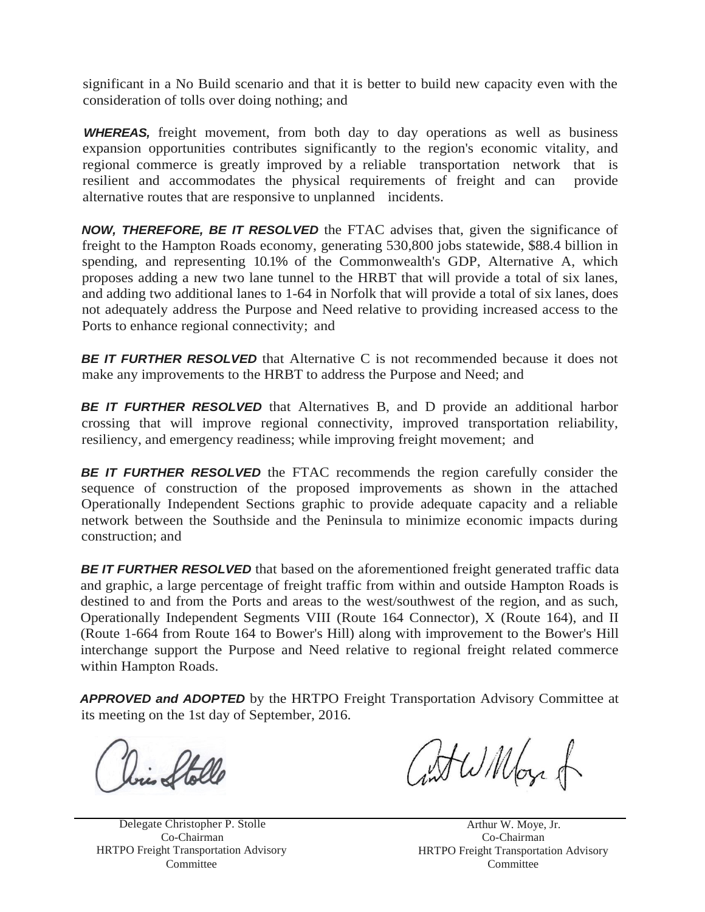significant in a No Build scenario and that it is better to build new capacity even with the consideration of tolls over doing nothing; and

***WHEREAS,*** freight movement, from both day to day operations as well as business expansion opportunities contributes significantly to the region's economic vitality, and regional commerce is greatly improved by a reliable transportation network that is resilient and accommodates the physical requirements of freight and can provide alternative routes that are responsive to unplanned incidents.

***NOW, THEREFORE, BE IT RESOLVED*** the FTAC advises that, given the significance of freight to the Hampton Roads economy, generating 530,800 jobs statewide, $88.4 billion in spending, and representing 10.1% of the Commonwealth's GDP, Alternative A, which proposes adding a new two lane tunnel to the HRBT that will provide a total of six lanes, and adding two additional lanes to 1-64 in Norfolk that will provide a total of six lanes, does not adequately address the Purpose and Need relative to providing increased access to the Ports to enhance regional connectivity; and

***BE IT FURTHER RESOLVED*** that Alternative C is not recommended because it does not make any improvements to the HRBT to address the Purpose and Need; and

***BE IT FURTHER RESOLVED*** that Alternatives B, and D provide an additional harbor crossing that will improve regional connectivity, improved transportation reliability, resiliency, and emergency readiness; while improving freight movement; and

***BE IT FURTHER RESOLVED*** the FTAC recommends the region carefully consider the sequence of construction of the proposed improvements as shown in the attached Operationally Independent Sections graphic to provide adequate capacity and a reliable network between the Southside and the Peninsula to minimize economic impacts during construction; and

***BE IT FURTHER RESOLVED*** that based on the aforementioned freight generated traffic data and graphic, a large percentage of freight traffic from within and outside Hampton Roads is destined to and from the Ports and areas to the west/southwest of the region, and as such, Operationally Independent Segments VIII (Route 164 Connector), X (Route 164), and II (Route 1-664 from Route 164 to Bower's Hill) along with improvement to the Bower's Hill interchange support the Purpose and Need relative to regional freight related commerce within Hampton Roads.

***APPROVED and ADOPTED*** by the HRTPO Freight Transportation Advisory Committee at its meeting on the 1st day of September, 2016.

Delegate Christopher P. Stolle
Co-Chairman
HRTPO Freight Transportation Advisory Committee

Arthur W. Moye, Jr.
Co-Chairman
HRTPO Freight Transportation Advisory Committee